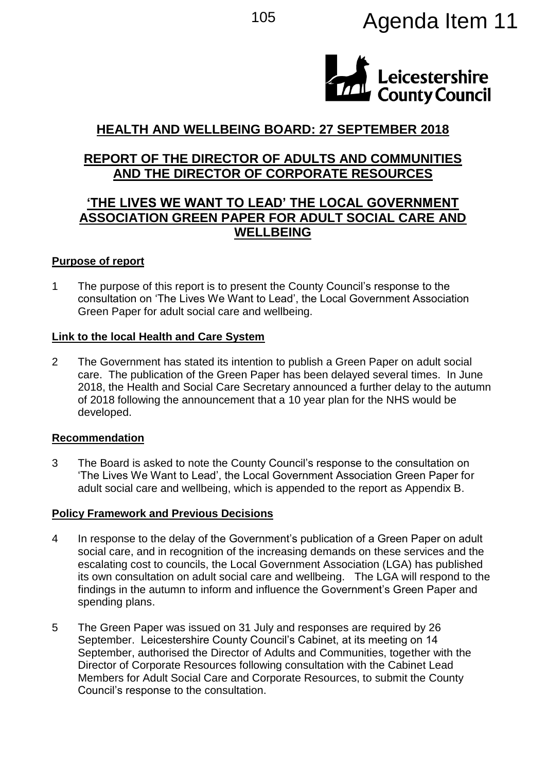# Agenda Item 11

Leicestershire County Council

## HEALTH AND WELLBEING BOARD: 27 SEPTEMBER 2018

## REPORT OF THE DIRECTOR OF ADULTS AND COMMUNITIES AND THE DIRECTOR OF CORPORATE RESOURCES

## 'THE LIVES WE WANT TO LEAD' THE LOCAL GOVERNMENT ASSOCIATION GREEN PAPER FOR ADULT SOCIAL CARE AND WELLBEING

### Purpose of report

1 The purpose of this report is to present the County Council's response to the consultation on 'The Lives We Want to Lead', the Local Government Association Green Paper for adult social care and wellbeing.

### Link to the local Health and Care System

2 The Government has stated its intention to publish a Green Paper on adult social care. The publication of the Green Paper has been delayed several times. In June 2018, the Health and Social Care Secretary announced a further delay to the autumn of 2018 following the announcement that a 10 year plan for the NHS would be developed.

### Recommendation

3 The Board is asked to note the County Council's response to the consultation on 'The Lives We Want to Lead', the Local Government Association Green Paper for adult social care and wellbeing, which is appended to the report as Appendix B.

### Policy Framework and Previous Decisions

4 In response to the delay of the Government's publication of a Green Paper on adult social care, and in recognition of the increasing demands on these services and the escalating cost to councils, the Local Government Association (LGA) has published its own consultation on adult social care and wellbeing. The LGA will respond to the findings in the autumn to inform and influence the Government's Green Paper and spending plans.

5 The Green Paper was issued on 31 July and responses are required by 26 September. Leicestershire County Council's Cabinet, at its meeting on 14 September, authorised the Director of Adults and Communities, together with the Director of Corporate Resources following consultation with the Cabinet Lead Members for Adult Social Care and Corporate Resources, to submit the County Council's response to the consultation.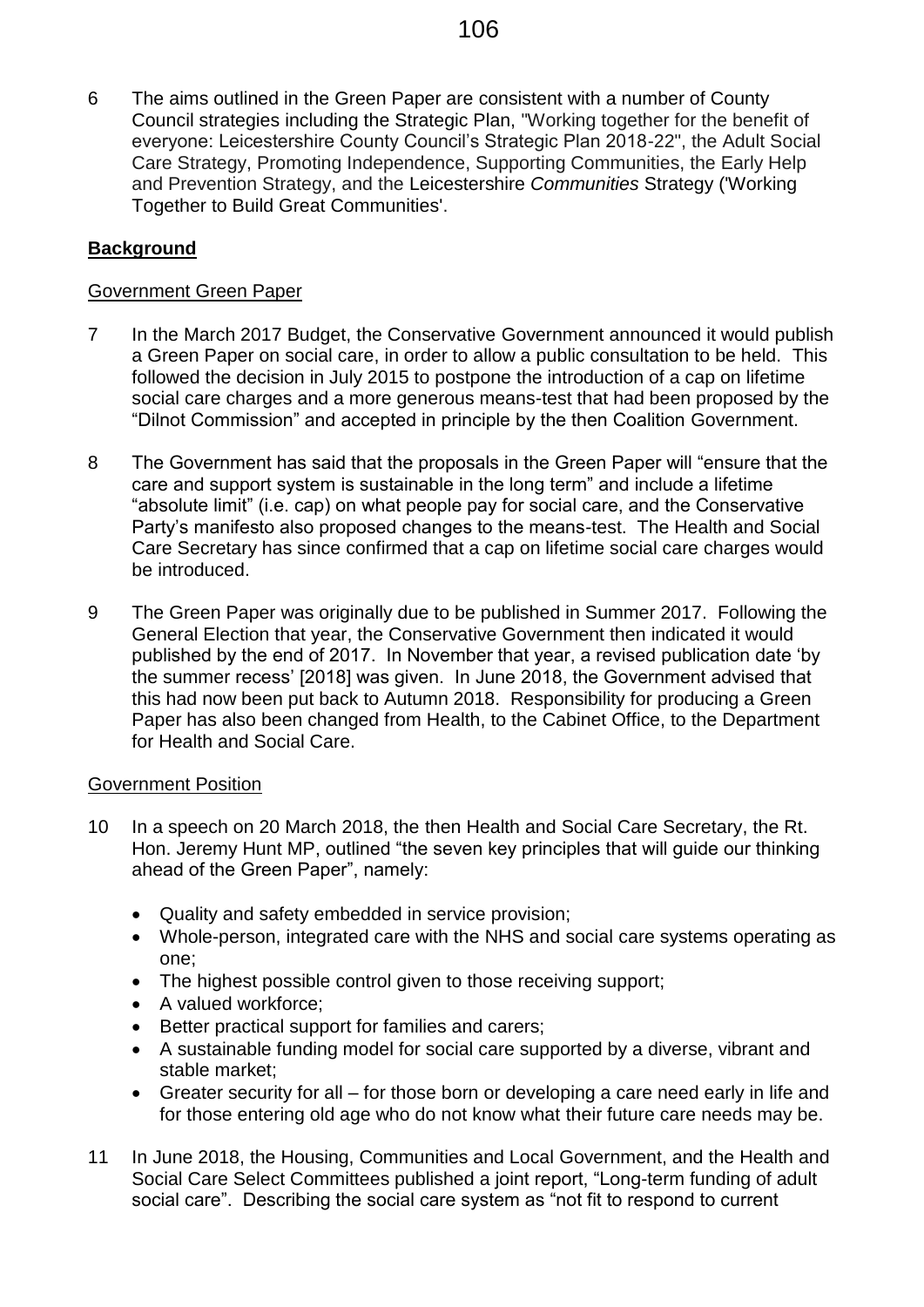6 The aims outlined in the Green Paper are consistent with a number of County Council strategies including the Strategic Plan, "Working together for the benefit of everyone: Leicestershire County Council's Strategic Plan 2018-22", the Adult Social Care Strategy, Promoting Independence, Supporting Communities, the Early Help and Prevention Strategy, and the Leicestershire *Communities* Strategy ('Working Together to Build Great Communities'.

## Background

### Government Green Paper

7 In the March 2017 Budget, the Conservative Government announced it would publish a Green Paper on social care, in order to allow a public consultation to be held. This followed the decision in July 2015 to postpone the introduction of a cap on lifetime social care charges and a more generous means-test that had been proposed by the "Dilnot Commission" and accepted in principle by the then Coalition Government.

8 The Government has said that the proposals in the Green Paper will "ensure that the care and support system is sustainable in the long term" and include a lifetime "absolute limit" (i.e. cap) on what people pay for social care, and the Conservative Party's manifesto also proposed changes to the means-test. The Health and Social Care Secretary has since confirmed that a cap on lifetime social care charges would be introduced.

9 The Green Paper was originally due to be published in Summer 2017. Following the General Election that year, the Conservative Government then indicated it would published by the end of 2017. In November that year, a revised publication date 'by the summer recess' [2018] was given. In June 2018, the Government advised that this had now been put back to Autumn 2018. Responsibility for producing a Green Paper has also been changed from Health, to the Cabinet Office, to the Department for Health and Social Care.

### Government Position

10 In a speech on 20 March 2018, the then Health and Social Care Secretary, the Rt. Hon. Jeremy Hunt MP, outlined "the seven key principles that will guide our thinking ahead of the Green Paper", namely:

- Quality and safety embedded in service provision;
- Whole-person, integrated care with the NHS and social care systems operating as one;
- The highest possible control given to those receiving support;
- A valued workforce;
- Better practical support for families and carers;
- A sustainable funding model for social care supported by a diverse, vibrant and stable market;
- Greater security for all – for those born or developing a care need early in life and for those entering old age who do not know what their future care needs may be.

11 In June 2018, the Housing, Communities and Local Government, and the Health and Social Care Select Committees published a joint report, "Long-term funding of adult social care". Describing the social care system as "not fit to respond to current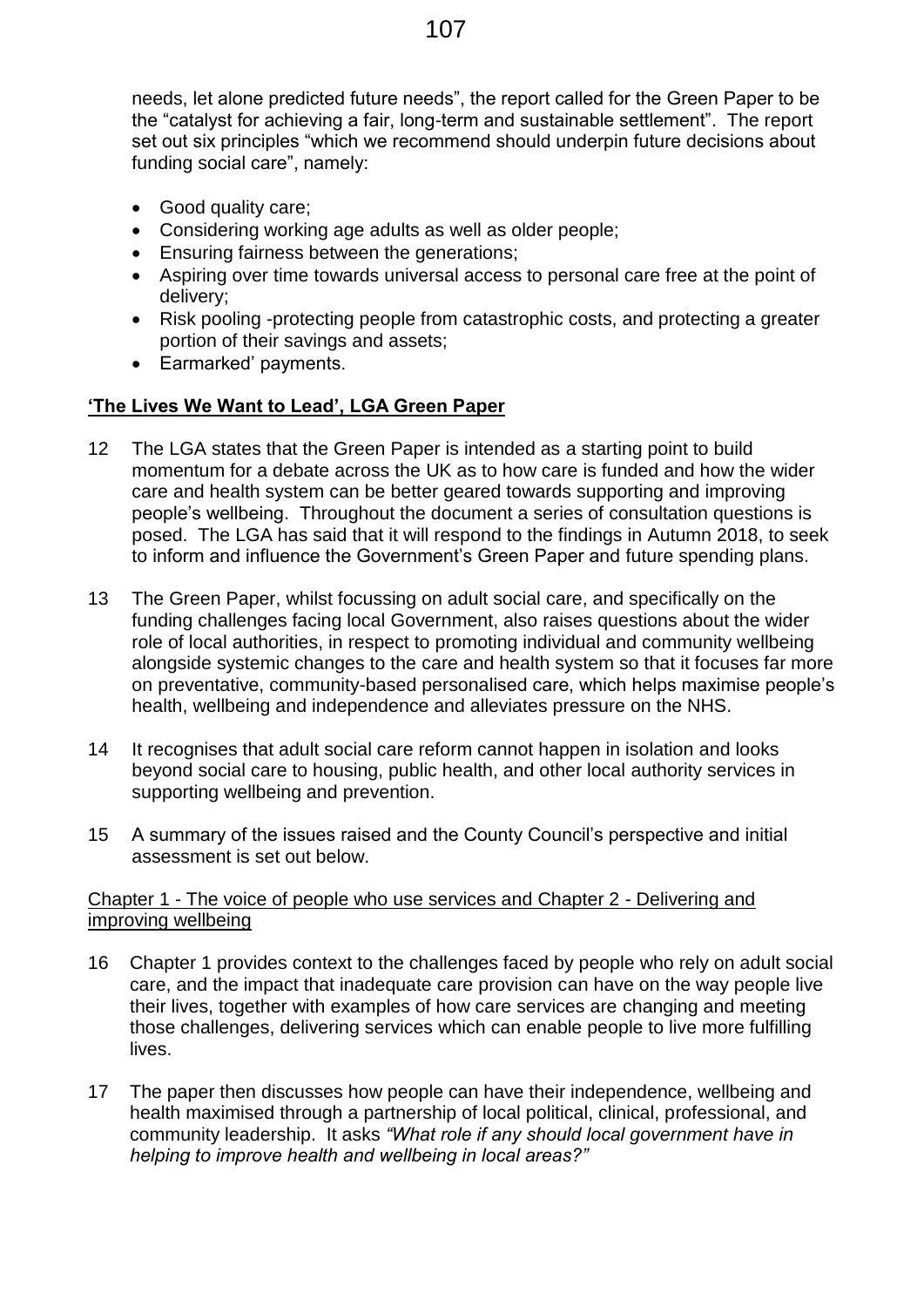needs, let alone predicted future needs", the report called for the Green Paper to be the "catalyst for achieving a fair, long-term and sustainable settlement". The report set out six principles "which we recommend should underpin future decisions about funding social care", namely:

- Good quality care;
- Considering working age adults as well as older people;
- Ensuring fairness between the generations;
- Aspiring over time towards universal access to personal care free at the point of delivery;
- Risk pooling -protecting people from catastrophic costs, and protecting a greater portion of their savings and assets;
- Earmarked' payments.

**'The Lives We Want to Lead', LGA Green Paper**

12 The LGA states that the Green Paper is intended as a starting point to build momentum for a debate across the UK as to how care is funded and how the wider care and health system can be better geared towards supporting and improving people's wellbeing. Throughout the document a series of consultation questions is posed. The LGA has said that it will respond to the findings in Autumn 2018, to seek to inform and influence the Government's Green Paper and future spending plans.

13 The Green Paper, whilst focussing on adult social care, and specifically on the funding challenges facing local Government, also raises questions about the wider role of local authorities, in respect to promoting individual and community wellbeing alongside systemic changes to the care and health system so that it focuses far more on preventative, community-based personalised care, which helps maximise people's health, wellbeing and independence and alleviates pressure on the NHS.

14 It recognises that adult social care reform cannot happen in isolation and looks beyond social care to housing, public health, and other local authority services in supporting wellbeing and prevention.

15 A summary of the issues raised and the County Council's perspective and initial assessment is set out below.

Chapter 1 - The voice of people who use services and Chapter 2 - Delivering and improving wellbeing

16 Chapter 1 provides context to the challenges faced by people who rely on adult social care, and the impact that inadequate care provision can have on the way people live their lives, together with examples of how care services are changing and meeting those challenges, delivering services which can enable people to live more fulfilling lives.

17 The paper then discusses how people can have their independence, wellbeing and health maximised through a partnership of local political, clinical, professional, and community leadership. It asks *"What role if any should local government have in helping to improve health and wellbeing in local areas?"*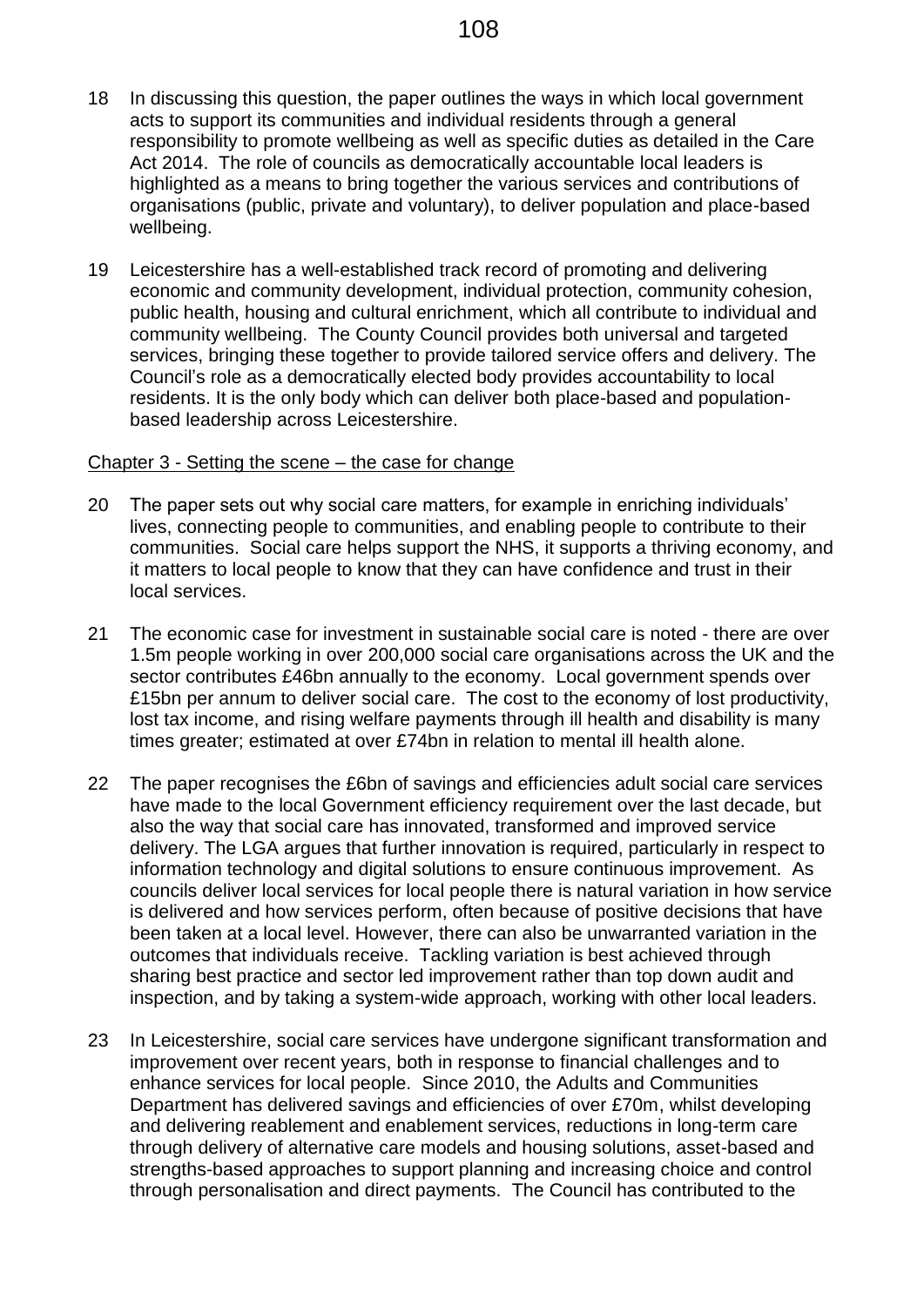18 In discussing this question, the paper outlines the ways in which local government acts to support its communities and individual residents through a general responsibility to promote wellbeing as well as specific duties as detailed in the Care Act 2014. The role of councils as democratically accountable local leaders is highlighted as a means to bring together the various services and contributions of organisations (public, private and voluntary), to deliver population and place-based wellbeing.

19 Leicestershire has a well-established track record of promoting and delivering economic and community development, individual protection, community cohesion, public health, housing and cultural enrichment, which all contribute to individual and community wellbeing. The County Council provides both universal and targeted services, bringing these together to provide tailored service offers and delivery. The Council's role as a democratically elected body provides accountability to local residents. It is the only body which can deliver both place-based and population-based leadership across Leicestershire.

Chapter 3 - Setting the scene – the case for change

20 The paper sets out why social care matters, for example in enriching individuals' lives, connecting people to communities, and enabling people to contribute to their communities. Social care helps support the NHS, it supports a thriving economy, and it matters to local people to know that they can have confidence and trust in their local services.

21 The economic case for investment in sustainable social care is noted - there are over 1.5m people working in over 200,000 social care organisations across the UK and the sector contributes £46bn annually to the economy. Local government spends over £15bn per annum to deliver social care. The cost to the economy of lost productivity, lost tax income, and rising welfare payments through ill health and disability is many times greater; estimated at over £74bn in relation to mental ill health alone.

22 The paper recognises the £6bn of savings and efficiencies adult social care services have made to the local Government efficiency requirement over the last decade, but also the way that social care has innovated, transformed and improved service delivery. The LGA argues that further innovation is required, particularly in respect to information technology and digital solutions to ensure continuous improvement. As councils deliver local services for local people there is natural variation in how service is delivered and how services perform, often because of positive decisions that have been taken at a local level. However, there can also be unwarranted variation in the outcomes that individuals receive. Tackling variation is best achieved through sharing best practice and sector led improvement rather than top down audit and inspection, and by taking a system-wide approach, working with other local leaders.

23 In Leicestershire, social care services have undergone significant transformation and improvement over recent years, both in response to financial challenges and to enhance services for local people. Since 2010, the Adults and Communities Department has delivered savings and efficiencies of over £70m, whilst developing and delivering reablement and enablement services, reductions in long-term care through delivery of alternative care models and housing solutions, asset-based and strengths-based approaches to support planning and increasing choice and control through personalisation and direct payments. The Council has contributed to the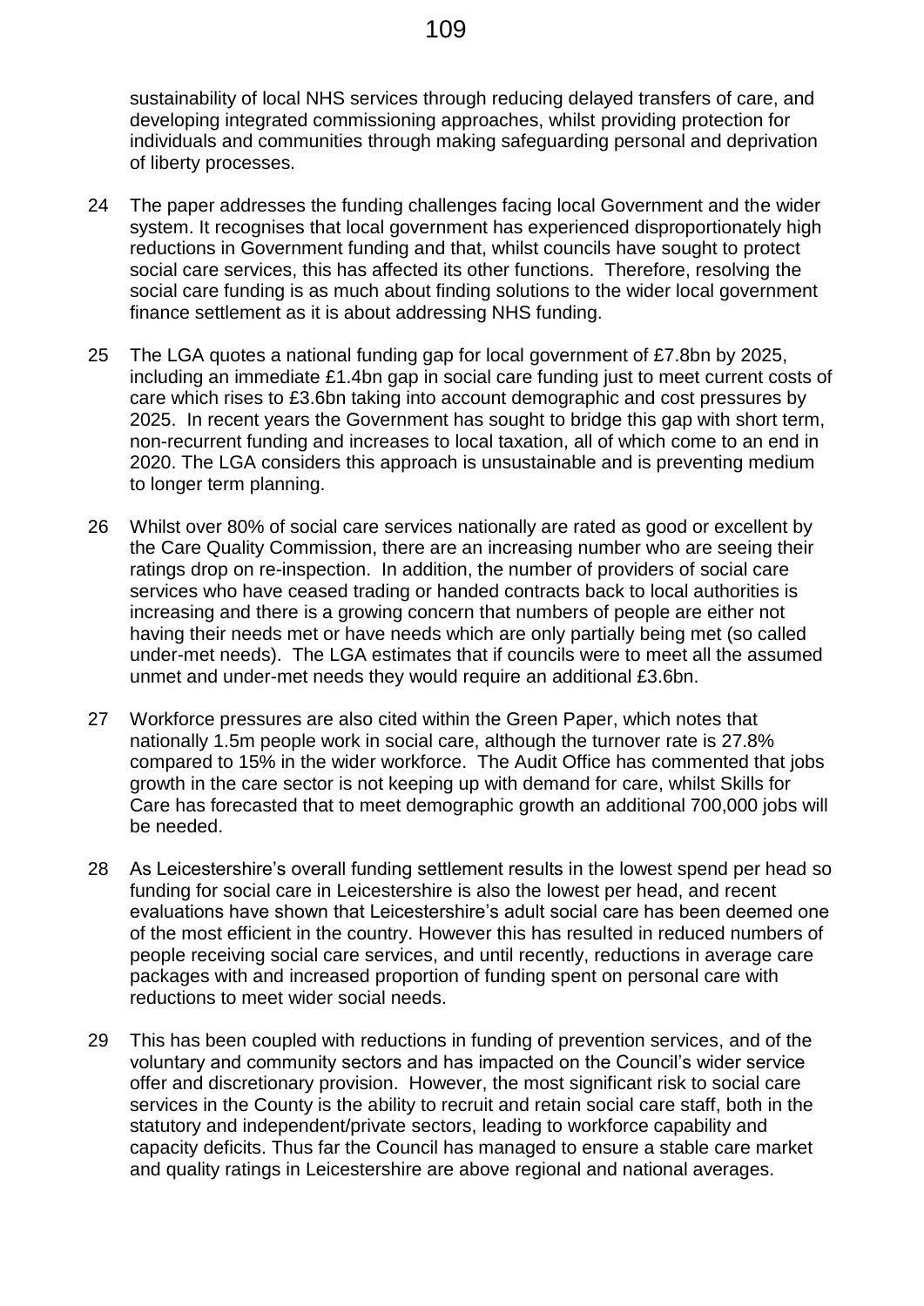sustainability of local NHS services through reducing delayed transfers of care, and developing integrated commissioning approaches, whilst providing protection for individuals and communities through making safeguarding personal and deprivation of liberty processes.

24 The paper addresses the funding challenges facing local Government and the wider system. It recognises that local government has experienced disproportionately high reductions in Government funding and that, whilst councils have sought to protect social care services, this has affected its other functions. Therefore, resolving the social care funding is as much about finding solutions to the wider local government finance settlement as it is about addressing NHS funding.

25 The LGA quotes a national funding gap for local government of £7.8bn by 2025, including an immediate £1.4bn gap in social care funding just to meet current costs of care which rises to £3.6bn taking into account demographic and cost pressures by 2025. In recent years the Government has sought to bridge this gap with short term, non-recurrent funding and increases to local taxation, all of which come to an end in 2020. The LGA considers this approach is unsustainable and is preventing medium to longer term planning.

26 Whilst over 80% of social care services nationally are rated as good or excellent by the Care Quality Commission, there are an increasing number who are seeing their ratings drop on re-inspection. In addition, the number of providers of social care services who have ceased trading or handed contracts back to local authorities is increasing and there is a growing concern that numbers of people are either not having their needs met or have needs which are only partially being met (so called under-met needs). The LGA estimates that if councils were to meet all the assumed unmet and under-met needs they would require an additional £3.6bn.

27 Workforce pressures are also cited within the Green Paper, which notes that nationally 1.5m people work in social care, although the turnover rate is 27.8% compared to 15% in the wider workforce. The Audit Office has commented that jobs growth in the care sector is not keeping up with demand for care, whilst Skills for Care has forecasted that to meet demographic growth an additional 700,000 jobs will be needed.

28 As Leicestershire's overall funding settlement results in the lowest spend per head so funding for social care in Leicestershire is also the lowest per head, and recent evaluations have shown that Leicestershire's adult social care has been deemed one of the most efficient in the country. However this has resulted in reduced numbers of people receiving social care services, and until recently, reductions in average care packages with and increased proportion of funding spent on personal care with reductions to meet wider social needs.

29 This has been coupled with reductions in funding of prevention services, and of the voluntary and community sectors and has impacted on the Council's wider service offer and discretionary provision. However, the most significant risk to social care services in the County is the ability to recruit and retain social care staff, both in the statutory and independent/private sectors, leading to workforce capability and capacity deficits. Thus far the Council has managed to ensure a stable care market and quality ratings in Leicestershire are above regional and national averages.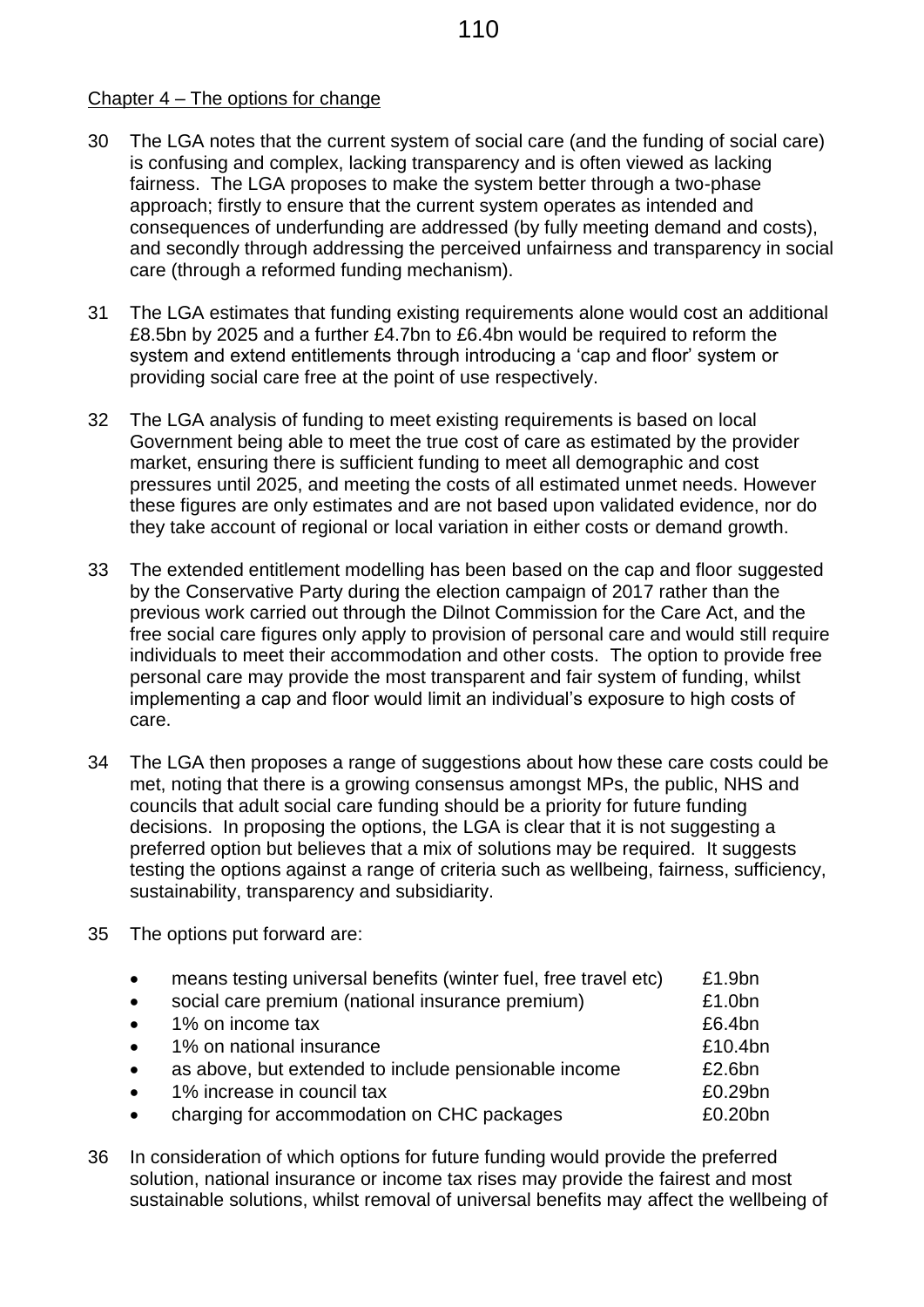Chapter 4 – The options for change

30 The LGA notes that the current system of social care (and the funding of social care) is confusing and complex, lacking transparency and is often viewed as lacking fairness. The LGA proposes to make the system better through a two-phase approach; firstly to ensure that the current system operates as intended and consequences of underfunding are addressed (by fully meeting demand and costs), and secondly through addressing the perceived unfairness and transparency in social care (through a reformed funding mechanism).

31 The LGA estimates that funding existing requirements alone would cost an additional £8.5bn by 2025 and a further £4.7bn to £6.4bn would be required to reform the system and extend entitlements through introducing a 'cap and floor' system or providing social care free at the point of use respectively.

32 The LGA analysis of funding to meet existing requirements is based on local Government being able to meet the true cost of care as estimated by the provider market, ensuring there is sufficient funding to meet all demographic and cost pressures until 2025, and meeting the costs of all estimated unmet needs. However these figures are only estimates and are not based upon validated evidence, nor do they take account of regional or local variation in either costs or demand growth.

33 The extended entitlement modelling has been based on the cap and floor suggested by the Conservative Party during the election campaign of 2017 rather than the previous work carried out through the Dilnot Commission for the Care Act, and the free social care figures only apply to provision of personal care and would still require individuals to meet their accommodation and other costs. The option to provide free personal care may provide the most transparent and fair system of funding, whilst implementing a cap and floor would limit an individual's exposure to high costs of care.

34 The LGA then proposes a range of suggestions about how these care costs could be met, noting that there is a growing consensus amongst MPs, the public, NHS and councils that adult social care funding should be a priority for future funding decisions. In proposing the options, the LGA is clear that it is not suggesting a preferred option but believes that a mix of solutions may be required. It suggests testing the options against a range of criteria such as wellbeing, fairness, sufficiency, sustainability, transparency and subsidiarity.

35 The options put forward are:

- means testing universal benefits (winter fuel, free travel etc) £1.9bn
- social care premium (national insurance premium) £1.0bn
- 1% on income tax £6.4bn
- 1% on national insurance £10.4bn
- as above, but extended to include pensionable income £2.6bn
- 1% increase in council tax £0.29bn
- charging for accommodation on CHC packages £0.20bn

36 In consideration of which options for future funding would provide the preferred solution, national insurance or income tax rises may provide the fairest and most sustainable solutions, whilst removal of universal benefits may affect the wellbeing of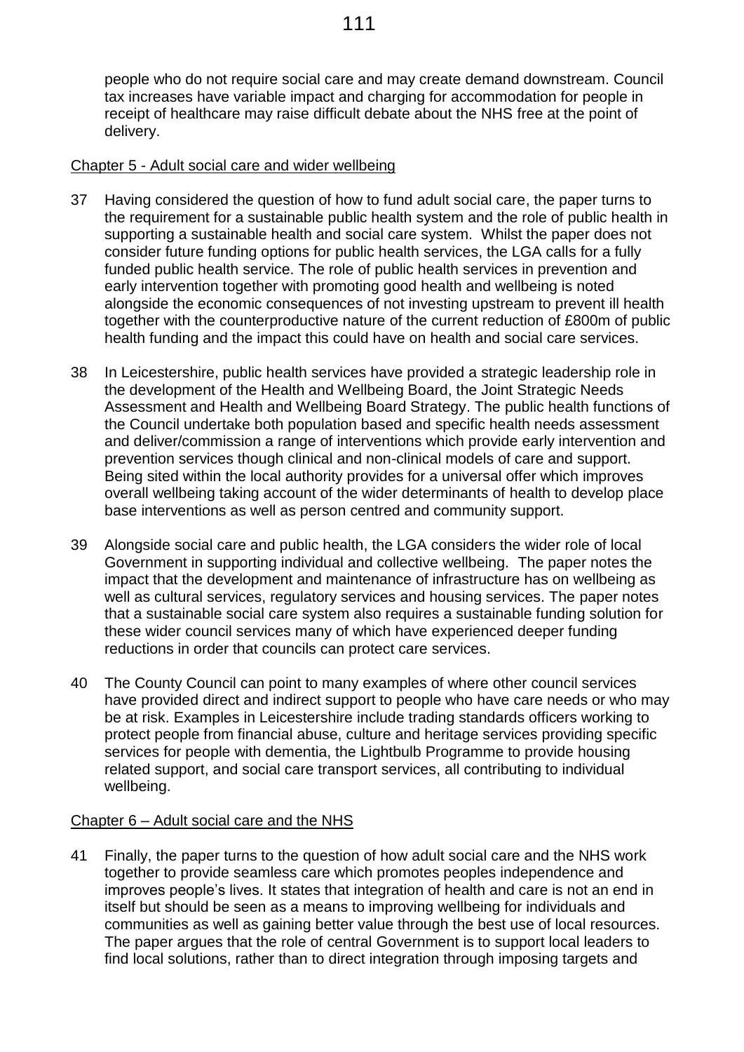people who do not require social care and may create demand downstream. Council tax increases have variable impact and charging for accommodation for people in receipt of healthcare may raise difficult debate about the NHS free at the point of delivery.

Chapter 5 - Adult social care and wider wellbeing

37 Having considered the question of how to fund adult social care, the paper turns to the requirement for a sustainable public health system and the role of public health in supporting a sustainable health and social care system. Whilst the paper does not consider future funding options for public health services, the LGA calls for a fully funded public health service. The role of public health services in prevention and early intervention together with promoting good health and wellbeing is noted alongside the economic consequences of not investing upstream to prevent ill health together with the counterproductive nature of the current reduction of £800m of public health funding and the impact this could have on health and social care services.

38 In Leicestershire, public health services have provided a strategic leadership role in the development of the Health and Wellbeing Board, the Joint Strategic Needs Assessment and Health and Wellbeing Board Strategy. The public health functions of the Council undertake both population based and specific health needs assessment and deliver/commission a range of interventions which provide early intervention and prevention services though clinical and non-clinical models of care and support. Being sited within the local authority provides for a universal offer which improves overall wellbeing taking account of the wider determinants of health to develop place base interventions as well as person centred and community support.

39 Alongside social care and public health, the LGA considers the wider role of local Government in supporting individual and collective wellbeing. The paper notes the impact that the development and maintenance of infrastructure has on wellbeing as well as cultural services, regulatory services and housing services. The paper notes that a sustainable social care system also requires a sustainable funding solution for these wider council services many of which have experienced deeper funding reductions in order that councils can protect care services.

40 The County Council can point to many examples of where other council services have provided direct and indirect support to people who have care needs or who may be at risk. Examples in Leicestershire include trading standards officers working to protect people from financial abuse, culture and heritage services providing specific services for people with dementia, the Lightbulb Programme to provide housing related support, and social care transport services, all contributing to individual wellbeing.

Chapter 6 – Adult social care and the NHS

41 Finally, the paper turns to the question of how adult social care and the NHS work together to provide seamless care which promotes peoples independence and improves people's lives. It states that integration of health and care is not an end in itself but should be seen as a means to improving wellbeing for individuals and communities as well as gaining better value through the best use of local resources. The paper argues that the role of central Government is to support local leaders to find local solutions, rather than to direct integration through imposing targets and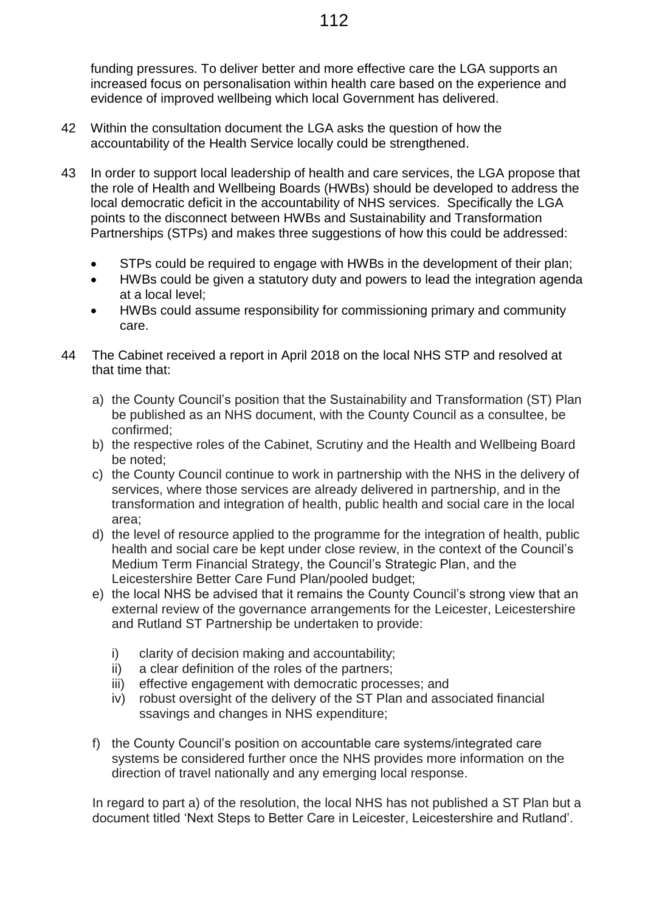funding pressures. To deliver better and more effective care the LGA supports an increased focus on personalisation within health care based on the experience and evidence of improved wellbeing which local Government has delivered.

42 Within the consultation document the LGA asks the question of how the accountability of the Health Service locally could be strengthened.

43 In order to support local leadership of health and care services, the LGA propose that the role of Health and Wellbeing Boards (HWBs) should be developed to address the local democratic deficit in the accountability of NHS services. Specifically the LGA points to the disconnect between HWBs and Sustainability and Transformation Partnerships (STPs) and makes three suggestions of how this could be addressed:

- STPs could be required to engage with HWBs in the development of their plan;
- HWBs could be given a statutory duty and powers to lead the integration agenda at a local level;
- HWBs could assume responsibility for commissioning primary and community care.

44 The Cabinet received a report in April 2018 on the local NHS STP and resolved at that time that:

a) the County Council's position that the Sustainability and Transformation (ST) Plan be published as an NHS document, with the County Council as a consultee, be confirmed;
b) the respective roles of the Cabinet, Scrutiny and the Health and Wellbeing Board be noted;
c) the County Council continue to work in partnership with the NHS in the delivery of services, where those services are already delivered in partnership, and in the transformation and integration of health, public health and social care in the local area;
d) the level of resource applied to the programme for the integration of health, public health and social care be kept under close review, in the context of the Council's Medium Term Financial Strategy, the Council's Strategic Plan, and the Leicestershire Better Care Fund Plan/pooled budget;
e) the local NHS be advised that it remains the County Council's strong view that an external review of the governance arrangements for the Leicester, Leicestershire and Rutland ST Partnership be undertaken to provide:

    i) clarity of decision making and accountability;
    ii) a clear definition of the roles of the partners;
    iii) effective engagement with democratic processes; and
    iv) robust oversight of the delivery of the ST Plan and associated financial ssavings and changes in NHS expenditure;

f) the County Council's position on accountable care systems/integrated care systems be considered further once the NHS provides more information on the direction of travel nationally and any emerging local response.

In regard to part a) of the resolution, the local NHS has not published a ST Plan but a document titled 'Next Steps to Better Care in Leicester, Leicestershire and Rutland'.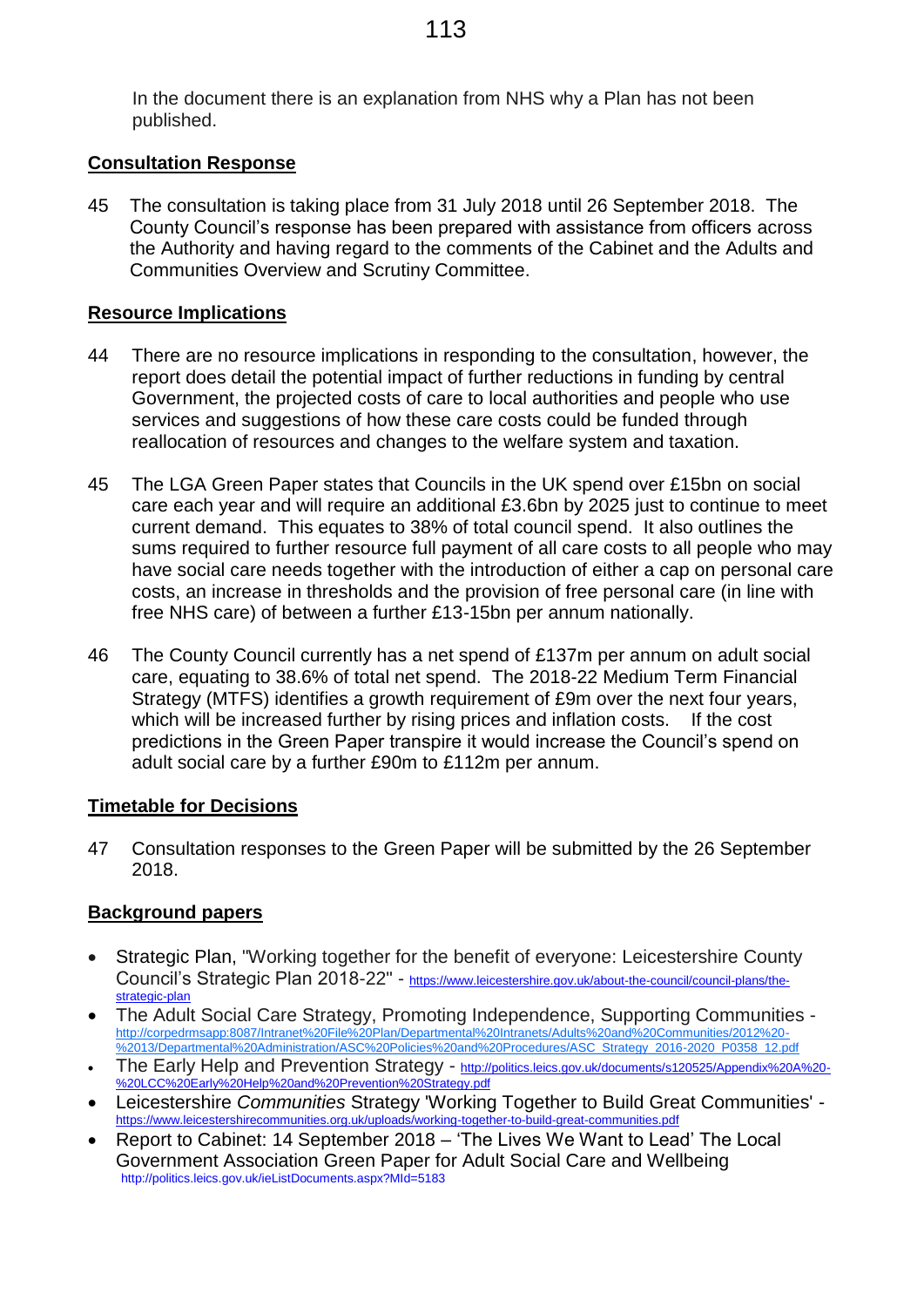In the document there is an explanation from NHS why a Plan has not been published.

## Consultation Response

45 The consultation is taking place from 31 July 2018 until 26 September 2018. The County Council's response has been prepared with assistance from officers across the Authority and having regard to the comments of the Cabinet and the Adults and Communities Overview and Scrutiny Committee.

## Resource Implications

44 There are no resource implications in responding to the consultation, however, the report does detail the potential impact of further reductions in funding by central Government, the projected costs of care to local authorities and people who use services and suggestions of how these care costs could be funded through reallocation of resources and changes to the welfare system and taxation.

45 The LGA Green Paper states that Councils in the UK spend over £15bn on social care each year and will require an additional £3.6bn by 2025 just to continue to meet current demand. This equates to 38% of total council spend. It also outlines the sums required to further resource full payment of all care costs to all people who may have social care needs together with the introduction of either a cap on personal care costs, an increase in thresholds and the provision of free personal care (in line with free NHS care) of between a further £13-15bn per annum nationally.

46 The County Council currently has a net spend of £137m per annum on adult social care, equating to 38.6% of total net spend. The 2018-22 Medium Term Financial Strategy (MTFS) identifies a growth requirement of £9m over the next four years, which will be increased further by rising prices and inflation costs. If the cost predictions in the Green Paper transpire it would increase the Council's spend on adult social care by a further £90m to £112m per annum.

## Timetable for Decisions

47 Consultation responses to the Green Paper will be submitted by the 26 September 2018.

## Background papers

- Strategic Plan, "Working together for the benefit of everyone: Leicestershire County Council's Strategic Plan 2018-22" - https://www.leicestershire.gov.uk/about-the-council/council-plans/the-strategic-plan
- The Adult Social Care Strategy, Promoting Independence, Supporting Communities - http://corpedrmsapp:8087/Intranet%20File%20Plan/Departmental%20Intranets/Adults%20and%20Communities/2012%20-%2013/Departmental%20Administration/ASC%20Policies%20and%20Procedures/ASC_Strategy_2016-2020_P0358_12.pdf
- The Early Help and Prevention Strategy - http://politics.leics.gov.uk/documents/s120525/Appendix%20A%20-%20LCC%20Early%20Help%20and%20Prevention%20Strategy.pdf
- Leicestershire *Communities* Strategy 'Working Together to Build Great Communities' - https://www.leicestershirecommunities.org.uk/uploads/working-together-to-build-great-communities.pdf
- Report to Cabinet: 14 September 2018 – 'The Lives We Want to Lead' The Local Government Association Green Paper for Adult Social Care and Wellbeing http://politics.leics.gov.uk/ieListDocuments.aspx?MId=5183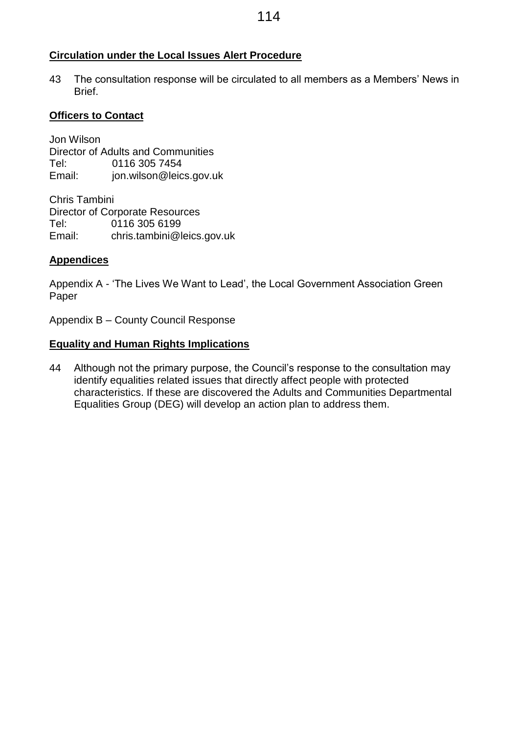## Circulation under the Local Issues Alert Procedure

43 The consultation response will be circulated to all members as a Members' News in Brief.

## Officers to Contact

Jon Wilson
Director of Adults and Communities
Tel: 0116 305 7454
Email: jon.wilson@leics.gov.uk

Chris Tambini
Director of Corporate Resources
Tel: 0116 305 6199
Email: chris.tambini@leics.gov.uk

## Appendices

Appendix A - 'The Lives We Want to Lead', the Local Government Association Green Paper

Appendix B – County Council Response

## Equality and Human Rights Implications

44 Although not the primary purpose, the Council's response to the consultation may identify equalities related issues that directly affect people with protected characteristics. If these are discovered the Adults and Communities Departmental Equalities Group (DEG) will develop an action plan to address them.